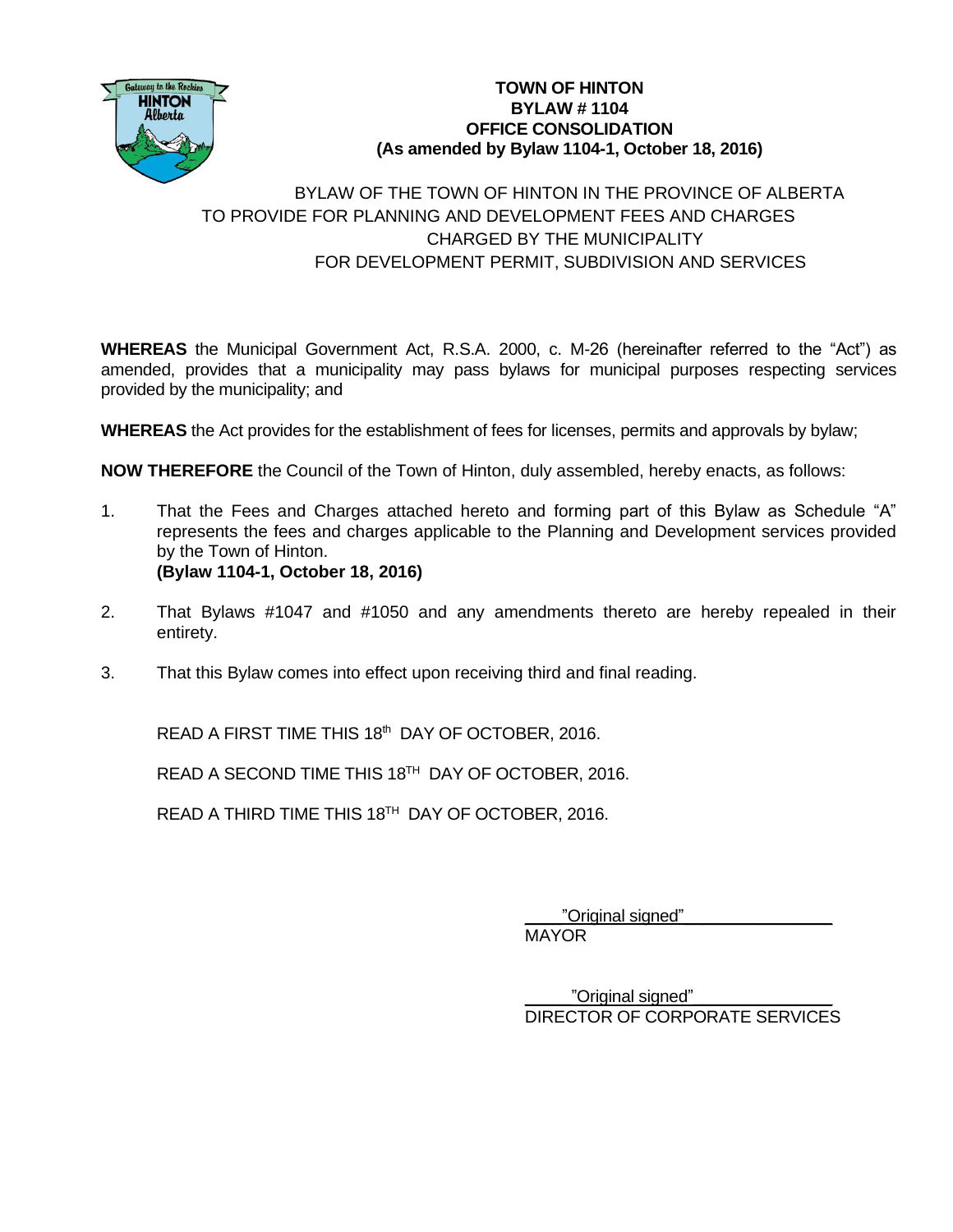**TOWN OF HINTON**
**BYLAW # 1104**
**OFFICE CONSOLIDATION**
**(As amended by Bylaw 1104-1, October 18, 2016)**

BYLAW OF THE TOWN OF HINTON IN THE PROVINCE OF ALBERTA
TO PROVIDE FOR PLANNING AND DEVELOPMENT FEES AND CHARGES
CHARGED BY THE MUNICIPALITY
FOR DEVELOPMENT PERMIT, SUBDIVISION AND SERVICES

**WHEREAS** the Municipal Government Act, R.S.A. 2000, c. M-26 (hereinafter referred to the "Act") as amended, provides that a municipality may pass bylaws for municipal purposes respecting services provided by the municipality; and

**WHEREAS** the Act provides for the establishment of fees for licenses, permits and approvals by bylaw;

**NOW THEREFORE** the Council of the Town of Hinton, duly assembled, hereby enacts, as follows:

1. That the Fees and Charges attached hereto and forming part of this Bylaw as Schedule "A" represents the fees and charges applicable to the Planning and Development services provided by the Town of Hinton.
   **(Bylaw 1104-1, October 18, 2016)**

2. That Bylaws #1047 and #1050 and any amendments thereto are hereby repealed in their entirety.

3. That this Bylaw comes into effect upon receiving third and final reading.

READ A FIRST TIME THIS 18th DAY OF OCTOBER, 2016.

READ A SECOND TIME THIS 18TH DAY OF OCTOBER, 2016.

READ A THIRD TIME THIS 18TH DAY OF OCTOBER, 2016.

"Original signed"
MAYOR

"Original signed"
DIRECTOR OF CORPORATE SERVICES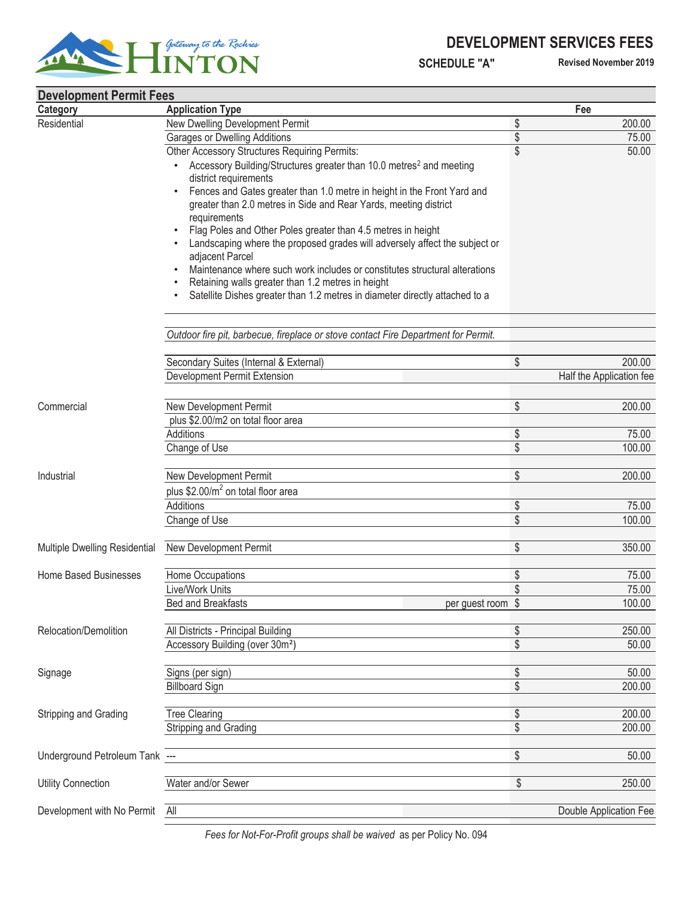**Gateway to the Rockies HINTON**

# DEVELOPMENT SERVICES FEES

**SCHEDULE "A"** **Revised November 2019**

## Development Permit Fees

| Category | Application Type | | Fee |
|---|---|---|---|
| Residential | New Dwelling Development Permit | | $ 200.00 |
| | Garages or Dwelling Additions | | $ 75.00 |
| | Other Accessory Structures Requiring Permits:<br>• Accessory Building/Structures greater than 10.0 metres$^2$ and meeting district requirements<br>• Fences and Gates greater than 1.0 metre in height in the Front Yard and greater than 2.0 metres in Side and Rear Yards, meeting district requirements<br>• Flag Poles and Other Poles greater than 4.5 metres in height<br>• Landscaping where the proposed grades will adversely affect the subject or adjacent Parcel<br>• Maintenance where such work includes or constitutes structural alterations<br>• Retaining walls greater than 1.2 metres in height<br>• Satellite Dishes greater than 1.2 metres in diameter directly attached to a | | $ 50.00 |
| | *Outdoor fire pit, barbecue, fireplace or stove contact Fire Department for Permit.* | | |
| | Secondary Suites (Internal & External) | | $ 200.00 |
| | Development Permit Extension | | Half the Application fee |
| Commercial | New Development Permit | | $ 200.00 |
| | plus $2.00/m2 on total floor area | | |
| | Additions | | $ 75.00 |
| | Change of Use | | $ 100.00 |
| Industrial | New Development Permit | | $ 200.00 |
| | plus $2.00/m$^2$ on total floor area | | |
| | Additions | | $ 75.00 |
| | Change of Use | | $ 100.00 |
| Multiple Dwelling Residential | New Development Permit | | $ 350.00 |
| Home Based Businesses | Home Occupations | | $ 75.00 |
| | Live/Work Units | | $ 75.00 |
| | Bed and Breakfasts | per guest room | $ 100.00 |
| Relocation/Demolition | All Districts - Principal Building | | $ 250.00 |
| | Accessory Building (over 30m²) | | $ 50.00 |
| Signage | Signs (per sign) | | $ 50.00 |
| | Billboard Sign | | $ 200.00 |
| Stripping and Grading | Tree Clearing | | $ 200.00 |
| | Stripping and Grading | | $ 200.00 |
| Underground Petroleum Tank | --- | | $ 50.00 |
| Utility Connection | Water and/or Sewer | | $ 250.00 |
| Development with No Permit | All | | Double Application Fee |

*Fees for Not-For-Profit groups shall be waived* as per Policy No. 094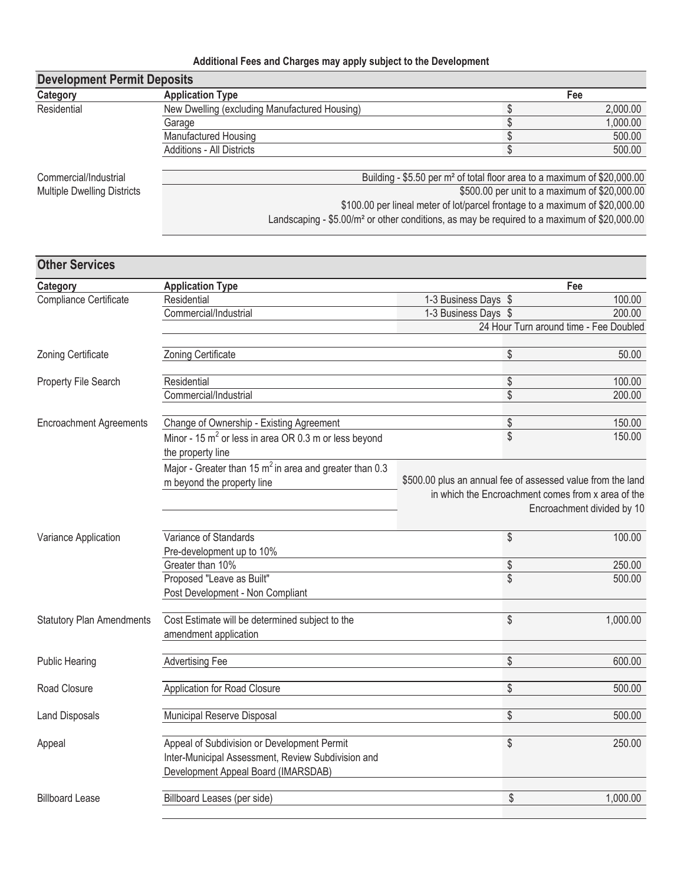**Additional Fees and Charges may apply subject to the Development**

## Development Permit Deposits

| Category | Application Type | Fee |
|---|---|---|
| Residential | New Dwelling (excluding Manufactured Housing) | $ 2,000.00 |
| | Garage | $ 1,000.00 |
| | Manufactured Housing | $ 500.00 |
| | Additions - All Districts | $ 500.00 |
| Commercial/Industrial | | Building - \$5.50 per m² of total floor area to a maximum of \$20,000.00 |
| Multiple Dwelling Districts | | \$500.00 per unit to a maximum of \$20,000.00 |
| | | \$100.00 per lineal meter of lot/parcel frontage to a maximum of \$20,000.00 |
| | | Landscaping - \$5.00/m² or other conditions, as may be required to a maximum of \$20,000.00 |

## Other Services

| Category | Application Type | | Fee |
|---|---|---|---|
| Compliance Certificate | Residential | 1-3 Business Days | $ 100.00 |
| | Commercial/Industrial | 1-3 Business Days | $ 200.00 |
| | | 24 Hour Turn around time - Fee Doubled | |
| Zoning Certificate | Zoning Certificate | | $ 50.00 |
| Property File Search | Residential | | $ 100.00 |
| | Commercial/Industrial | | $ 200.00 |
| Encroachment Agreements | Change of Ownership - Existing Agreement | | $ 150.00 |
| | Minor - 15 $m^2$ or less in area OR 0.3 m or less beyond the property line | | $ 150.00 |
| | Major - Greater than 15 $m^2$ in area and greater than 0.3 m beyond the property line | \$500.00 plus an annual fee of assessed value from the land in which the Encroachment comes from x area of the Encroachment divided by 10 | |
| Variance Application | Variance of Standards<br>Pre-development up to 10% | | $ 100.00 |
| | Greater than 10% | | $ 250.00 |
| | Proposed "Leave as Built"<br>Post Development - Non Compliant | | $ 500.00 |
| Statutory Plan Amendments | Cost Estimate will be determined subject to the amendment application | | $ 1,000.00 |
| Public Hearing | Advertising Fee | | $ 600.00 |
| Road Closure | Application for Road Closure | | $ 500.00 |
| Land Disposals | Municipal Reserve Disposal | | $ 500.00 |
| Appeal | Appeal of Subdivision or Development Permit<br>Inter-Municipal Assessment, Review Subdivision and Development Appeal Board (IMARSDAB) | | $ 250.00 |
| Billboard Lease | Billboard Leases (per side) | | $ 1,000.00 |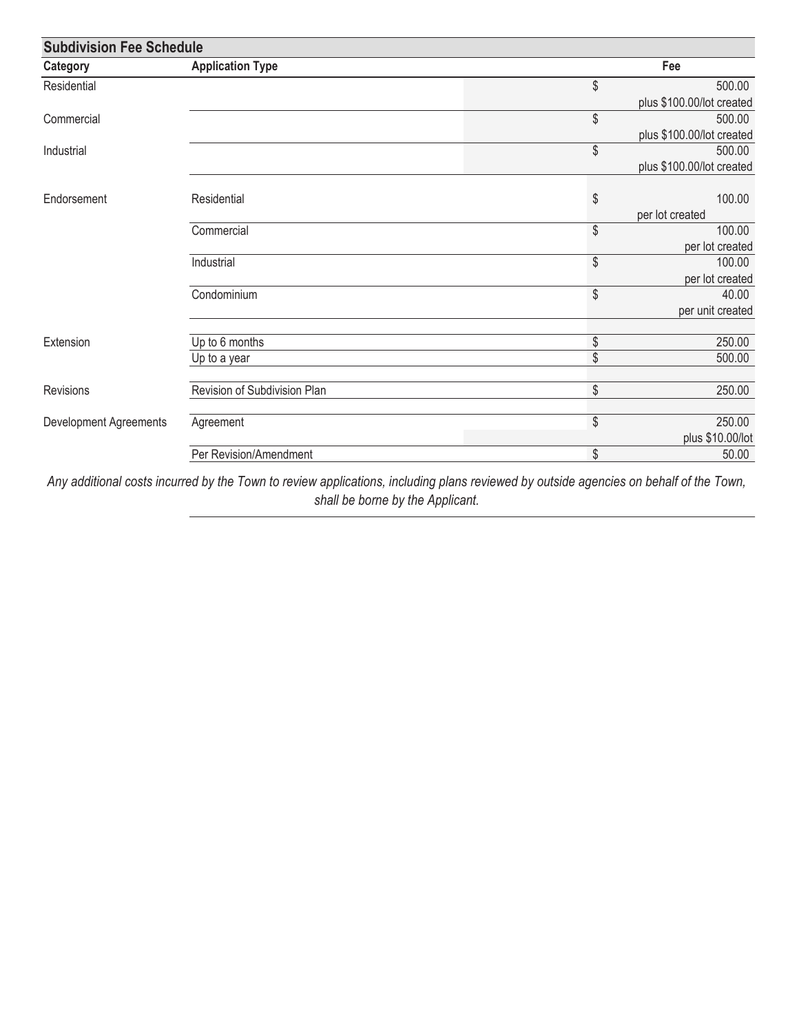## Subdivision Fee Schedule

| Category | Application Type | Fee |
|---|---|---|
| Residential | | $ 500.00 plus $100.00/lot created |
| Commercial | | $ 500.00 plus $100.00/lot created |
| Industrial | | $ 500.00 plus $100.00/lot created |
| Endorsement | Residential | $ 100.00 per lot created |
| | Commercial | $ 100.00 per lot created |
| | Industrial | $ 100.00 per lot created |
| | Condominium | $ 40.00 per unit created |
| Extension | Up to 6 months | $ 250.00 |
| | Up to a year | $ 500.00 |
| Revisions | Revision of Subdivision Plan | $ 250.00 |
| Development Agreements | Agreement | $ 250.00 plus $10.00/lot |
| | Per Revision/Amendment | $ 50.00 |

*Any additional costs incurred by the Town to review applications, including plans reviewed by outside agencies on behalf of the Town, shall be borne by the Applicant.*